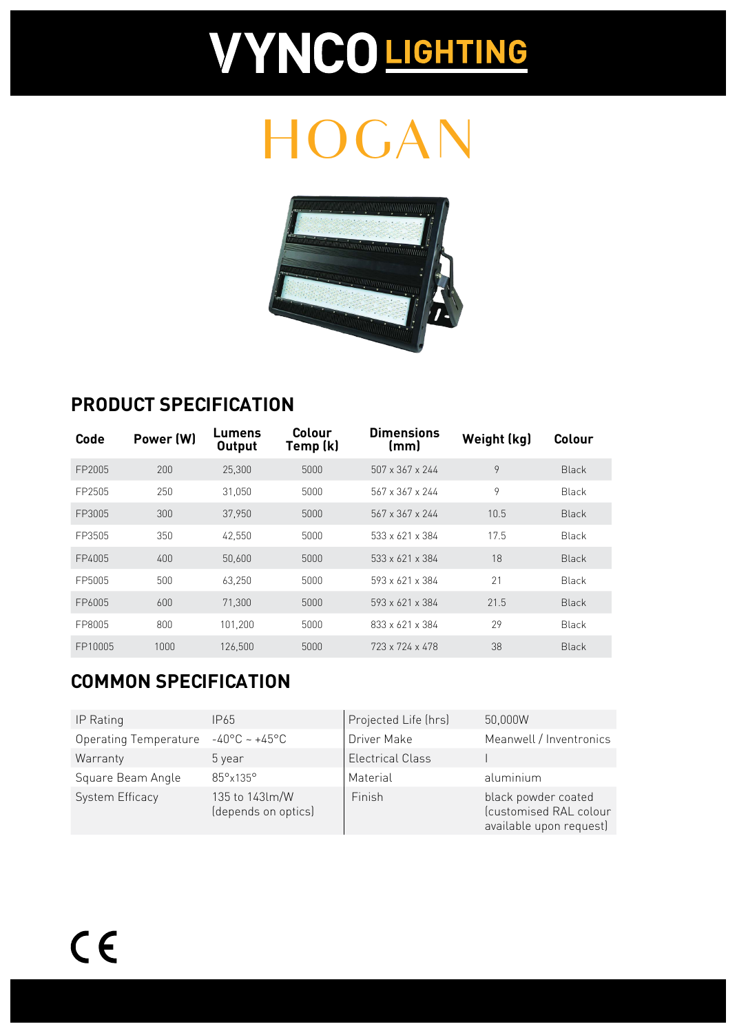# VYNCO LIGHTING

# HOGAN

## PRODUCT SPECIFICATION

| Code | Power (W) | Lumens Output | Colour Temp (k) | Dimensions (mm) | Weight (kg) | Colour |
|---|---|---|---|---|---|---|
| FP2005 | 200 | 25,300 | 5000 | 507 x 367 x 244 | 9 | Black |
| FP2505 | 250 | 31,050 | 5000 | 567 x 367 x 244 | 9 | Black |
| FP3005 | 300 | 37,950 | 5000 | 567 x 367 x 244 | 10.5 | Black |
| FP3505 | 350 | 42,550 | 5000 | 533 x 621 x 384 | 17.5 | Black |
| FP4005 | 400 | 50,600 | 5000 | 533 x 621 x 384 | 18 | Black |
| FP5005 | 500 | 63,250 | 5000 | 593 x 621 x 384 | 21 | Black |
| FP6005 | 600 | 71,300 | 5000 | 593 x 621 x 384 | 21.5 | Black |
| FP8005 | 800 | 101,200 | 5000 | 833 x 621 x 384 | 29 | Black |
| FP10005 | 1000 | 126,500 | 5000 | 723 x 724 x 478 | 38 | Black |

## COMMON SPECIFICATION

| | | | |
|---|---|---|---|
| IP Rating | IP65 | Projected Life (hrs) | 50,000W |
| Operating Temperature | -40°C ~ +45°C | Driver Make | Meanwell / Inventronics |
| Warranty | 5 year | Electrical Class | I |
| Square Beam Angle | 85°x135° | Material | aluminium |
| System Efficacy | 135 to 143lm/W (depends on optics) | Finish | black powder coated (customised RAL colour available upon request) |

CE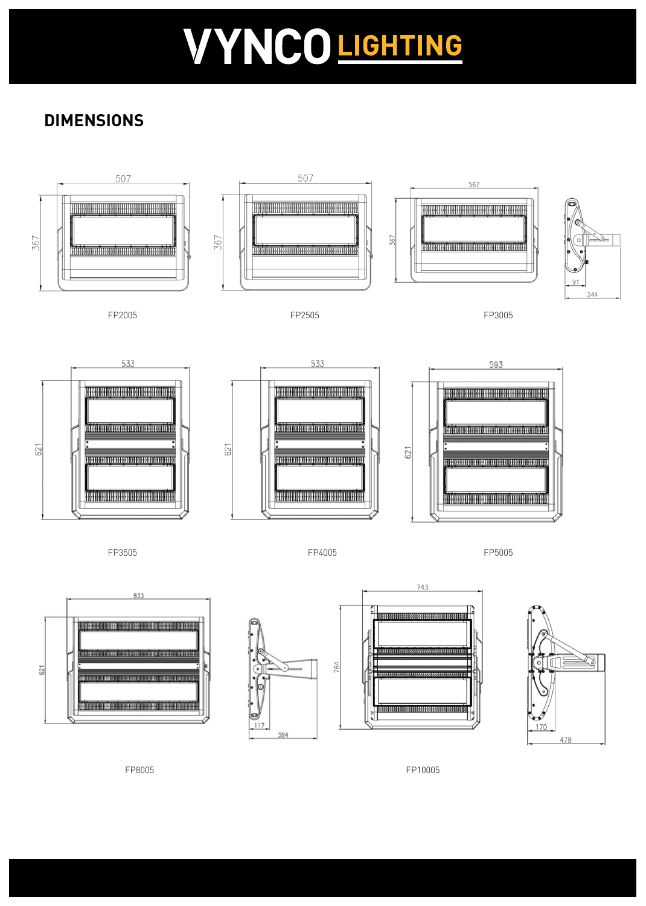## DIMENSIONS

FP2005

FP2505

FP3005

FP3505

FP4005

FP5005

FP8005

FP10005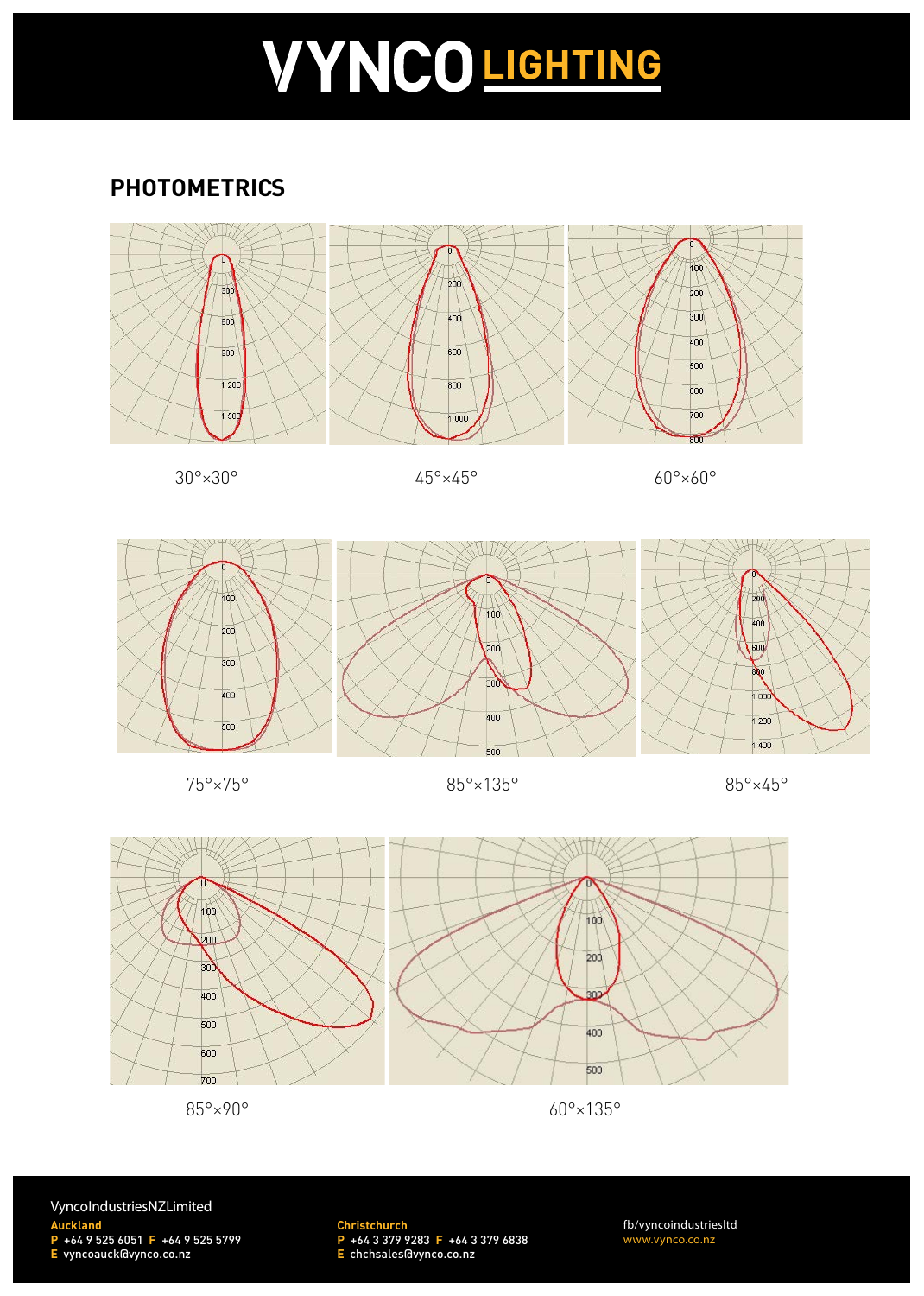# VYNCO LIGHTING

## PHOTOMETRICS

0
300
600
900
1 200
1 500

30°×30°

0
200
400
600
800
1 000

45°×45°

0
100
200
300
400
500
600
700
800

60°×60°

0
100
200
300
400
500

75°×75°

0
100
200
300
400
500

85°×135°

0
200
400
600
800
1 000
1 200
1 400

85°×45°

0
100
200
300
400
500
600
700

85°×90°

0
100
200
300
400
500

60°×135°

VyncoIndustriesNZLimited

**Auckland**
**P** +64 9 525 6051 **F** +64 9 525 5799
**E** vyncoauck@vynco.co.nz

**Christchurch**
**P** +64 3 379 9283 **F** +64 3 379 6838
**E** chchsales@vynco.co.nz

fb/vyncoindustriesltd
www.vynco.co.nz